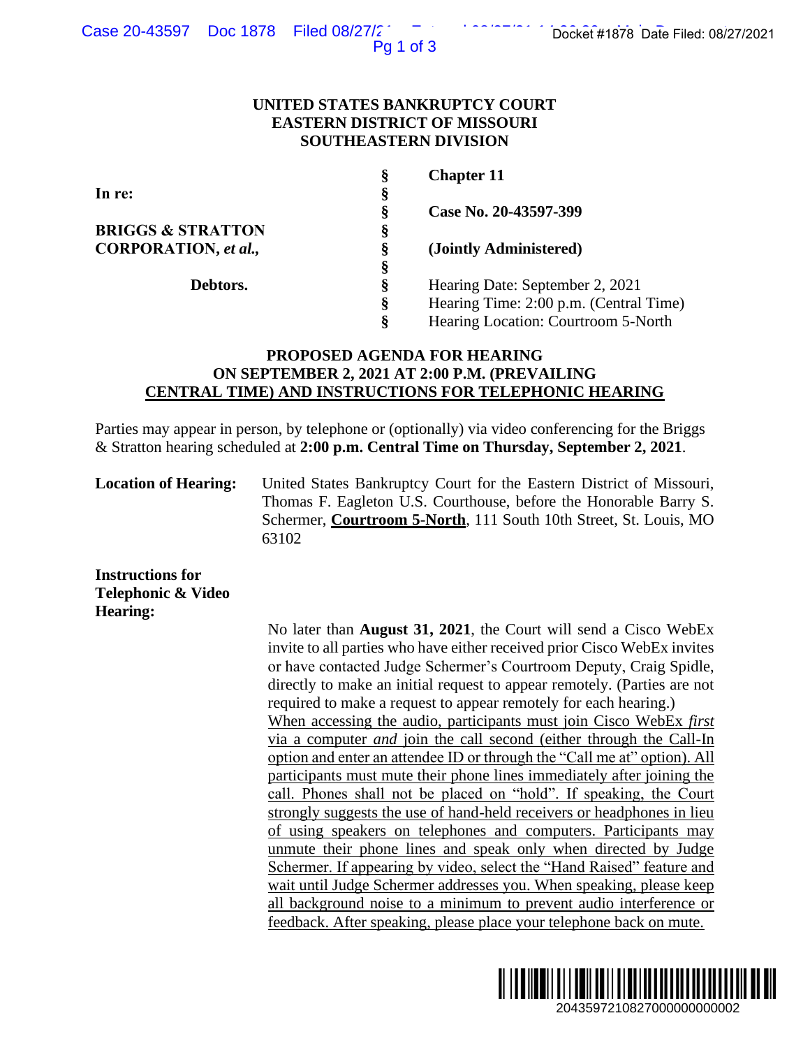**UNITED STATES BANKRUPTCY COURT**
**EASTERN DISTRICT OF MISSOURI**
**SOUTHEASTERN DIVISION**

| | | |
|---|---|---|
| **In re:** | § | **Chapter 11** |
| | § | |
| **BRIGGS & STRATTON CORPORATION,** ***et al.*****,** | § | **Case No. 20-43597-399** |
| | § | **(Jointly Administered)** |
| **Debtors.** | § | Hearing Date: September 2, 2021 |
| | § | Hearing Time: 2:00 p.m. (Central Time) |
| | § | Hearing Location: Courtroom 5-North |

**PROPOSED AGENDA FOR HEARING ON SEPTEMBER 2, 2021 AT 2:00 P.M. (PREVAILING CENTRAL TIME) AND INSTRUCTIONS FOR TELEPHONIC HEARING**

Parties may appear in person, by telephone or (optionally) via video conferencing for the Briggs & Stratton hearing scheduled at **2:00 p.m. Central Time on Thursday, September 2, 2021**.

**Location of Hearing:** United States Bankruptcy Court for the Eastern District of Missouri, Thomas F. Eagleton U.S. Courthouse, before the Honorable Barry S. Schermer, **Courtroom 5-North**, 111 South 10th Street, St. Louis, MO 63102

**Instructions for Telephonic & Video Hearing:**

No later than **August 31, 2021**, the Court will send a Cisco WebEx invite to all parties who have either received prior Cisco WebEx invites or have contacted Judge Schermer's Courtroom Deputy, Craig Spidle, directly to make an initial request to appear remotely. (Parties are not required to make a request to appear remotely for each hearing.) When accessing the audio, participants must join Cisco WebEx *first* via a computer *and* join the call second (either through the Call-In option and enter an attendee ID or through the "Call me at" option). All participants must mute their phone lines immediately after joining the call. Phones shall not be placed on "hold". If speaking, the Court strongly suggests the use of hand-held receivers or headphones in lieu of using speakers on telephones and computers. Participants may unmute their phone lines and speak only when directed by Judge Schermer. If appearing by video, select the "Hand Raised" feature and wait until Judge Schermer addresses you. When speaking, please keep all background noise to a minimum to prevent audio interference or feedback. After speaking, please place your telephone back on mute.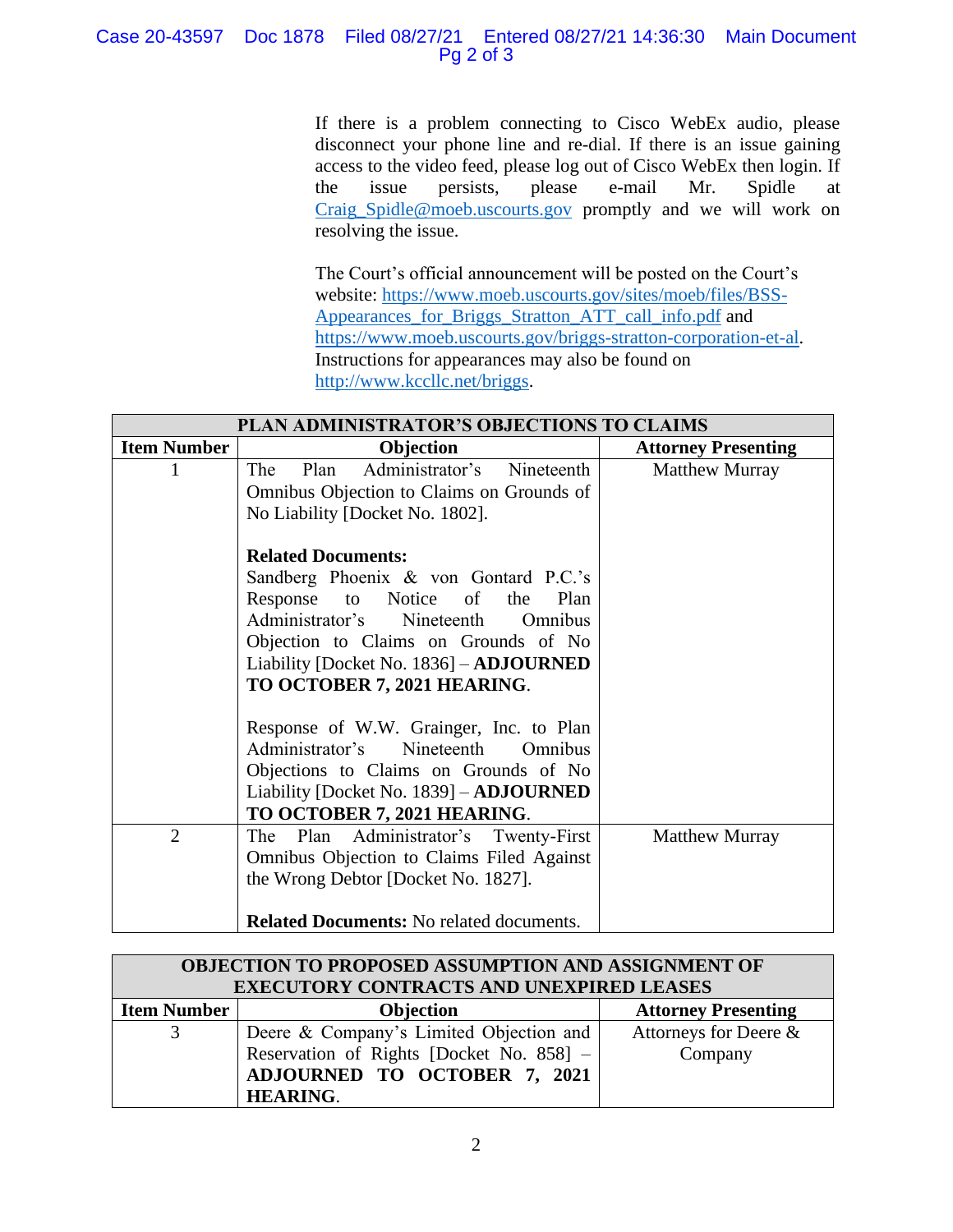If there is a problem connecting to Cisco WebEx audio, please disconnect your phone line and re-dial. If there is an issue gaining access to the video feed, please log out of Cisco WebEx then login. If the issue persists, please e-mail Mr. Spidle at Craig_Spidle@moeb.uscourts.gov promptly and we will work on resolving the issue.

The Court's official announcement will be posted on the Court's website: https://www.moeb.uscourts.gov/sites/moeb/files/BSS-Appearances_for_Briggs_Stratton_ATT_call_info.pdf and https://www.moeb.uscourts.gov/briggs-stratton-corporation-et-al. Instructions for appearances may also be found on http://www.kccllc.net/briggs.

| PLAN ADMINISTRATOR'S OBJECTIONS TO CLAIMS | | |
|---|---|---|
| **Item Number** | **Objection** | **Attorney Presenting** |
| 1 | The Plan Administrator's Nineteenth Omnibus Objection to Claims on Grounds of No Liability [Docket No. 1802].<br><br>**Related Documents:**<br>Sandberg Phoenix & von Gontard P.C.'s Response to Notice of the Plan Administrator's Nineteenth Omnibus Objection to Claims on Grounds of No Liability [Docket No. 1836] – **ADJOURNED TO OCTOBER 7, 2021 HEARING**.<br><br>Response of W.W. Grainger, Inc. to Plan Administrator's Nineteenth Omnibus Objections to Claims on Grounds of No Liability [Docket No. 1839] – **ADJOURNED TO OCTOBER 7, 2021 HEARING**. | Matthew Murray |
| 2 | The Plan Administrator's Twenty-First Omnibus Objection to Claims Filed Against the Wrong Debtor [Docket No. 1827].<br><br>**Related Documents:** No related documents. | Matthew Murray |

| OBJECTION TO PROPOSED ASSUMPTION AND ASSIGNMENT OF EXECUTORY CONTRACTS AND UNEXPIRED LEASES | | |
|---|---|---|
| **Item Number** | **Objection** | **Attorney Presenting** |
| 3 | Deere & Company's Limited Objection and Reservation of Rights [Docket No. 858] – **ADJOURNED TO OCTOBER 7, 2021 HEARING**. | Attorneys for Deere & Company |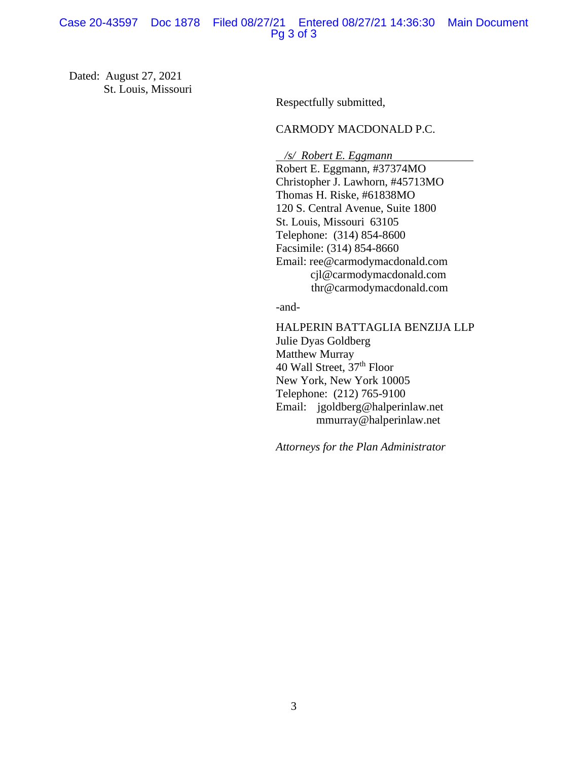Dated: August 27, 2021
St. Louis, Missouri

Respectfully submitted,

CARMODY MACDONALD P.C.

*/s/ Robert E. Eggmann*
Robert E. Eggmann, #37374MO
Christopher J. Lawhorn, #45713MO
Thomas H. Riske, #61838MO
120 S. Central Avenue, Suite 1800
St. Louis, Missouri 63105
Telephone: (314) 854-8600
Facsimile: (314) 854-8660
Email: ree@carmodymacdonald.com
cjl@carmodymacdonald.com
thr@carmodymacdonald.com

-and-

HALPERIN BATTAGLIA BENZIJA LLP
Julie Dyas Goldberg
Matthew Murray
40 Wall Street, 37th Floor
New York, New York 10005
Telephone: (212) 765-9100
Email: jgoldberg@halperinlaw.net
mmurray@halperinlaw.net

*Attorneys for the Plan Administrator*